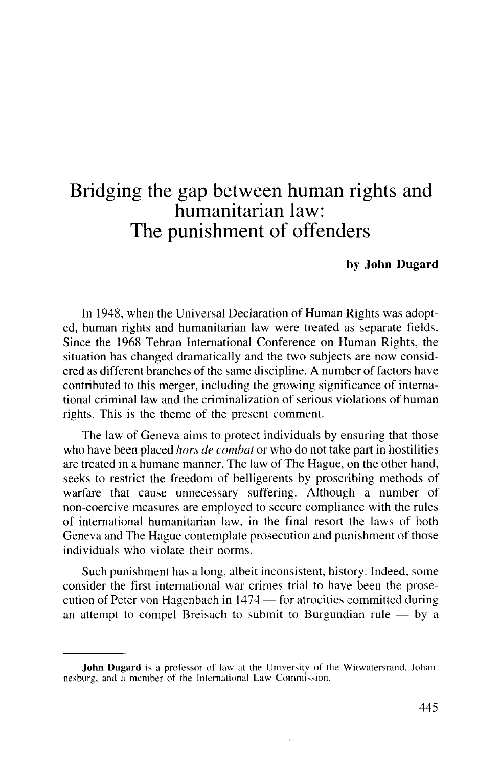# Bridging the gap between human rights and humanitarian law: The punishment of offenders

**by John Dugard**

In 1948, when the Universal Declaration of Human Rights was adopted, human rights and humanitarian law were treated as separate fields. Since the 1968 Tehran International Conference on Human Rights, the situation has changed dramatically and the two subjects are now considered as different branches of the same discipline. A number of factors have contributed to this merger, including the growing significance of international criminal law and the criminalization of serious violations of human rights. This is the theme of the present comment.

The law of Geneva aims to protect individuals by ensuring that those who have been placed *hors de combat* or who do not take part in hostilities are treated in a humane manner. The law of The Hague, on the other hand, seeks to restrict the freedom of belligerents by proscribing methods of warfare that cause unnecessary suffering. Although a number of non-coercive measures are employed to secure compliance with the rules of international humanitarian law, in the final resort the laws of both Geneva and The Hague contemplate prosecution and punishment of those individuals who violate their norms.

Such punishment has a long, albeit inconsistent, history. Indeed, some consider the first international war crimes trial to have been the prosecution of Peter von Hagenbach in 1474 — for atrocities committed during an attempt to compel Breisach to submit to Burgundian rule — by a

---

**John Dugard** is a professor of law at the University of the Witwatersrand, Johannesburg, and a member of the International Law Commission.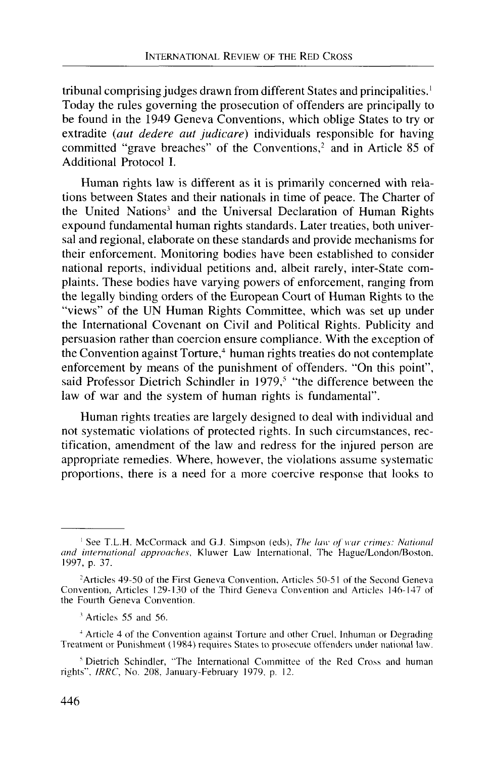tribunal comprising judges drawn from different States and principalities.[1] Today the rules governing the prosecution of offenders are principally to be found in the 1949 Geneva Conventions, which oblige States to try or extradite (*aut dedere aut judicare*) individuals responsible for having committed "grave breaches" of the Conventions,[2] and in Article 85 of Additional Protocol I.

Human rights law is different as it is primarily concerned with relations between States and their nationals in time of peace. The Charter of the United Nations[3] and the Universal Declaration of Human Rights expound fundamental human rights standards. Later treaties, both universal and regional, elaborate on these standards and provide mechanisms for their enforcement. Monitoring bodies have been established to consider national reports, individual petitions and, albeit rarely, inter-State complaints. These bodies have varying powers of enforcement, ranging from the legally binding orders of the European Court of Human Rights to the "views" of the UN Human Rights Committee, which was set up under the International Covenant on Civil and Political Rights. Publicity and persuasion rather than coercion ensure compliance. With the exception of the Convention against Torture,[4] human rights treaties do not contemplate enforcement by means of the punishment of offenders. "On this point", said Professor Dietrich Schindler in 1979,[5] "the difference between the law of war and the system of human rights is fundamental".

Human rights treaties are largely designed to deal with individual and not systematic violations of protected rights. In such circumstances, rectification, amendment of the law and redress for the injured person are appropriate remedies. Where, however, the violations assume systematic proportions, there is a need for a more coercive response that looks to

---

[1] See T.L.H. McCormack and G.J. Simpson (eds), *The law of war crimes: National and international approaches*, Kluwer Law International, The Hague/London/Boston, 1997, p. 37.

[2] Articles 49-50 of the First Geneva Convention, Articles 50-51 of the Second Geneva Convention, Articles 129-130 of the Third Geneva Convention and Articles 146-147 of the Fourth Geneva Convention.

[3] Articles 55 and 56.

[4] Article 4 of the Convention against Torture and other Cruel, Inhuman or Degrading Treatment or Punishment (1984) requires States to prosecute offenders under national law.

[5] Dietrich Schindler, "The International Committee of the Red Cross and human rights", *IRRC*, No. 208, January-February 1979, p. 12.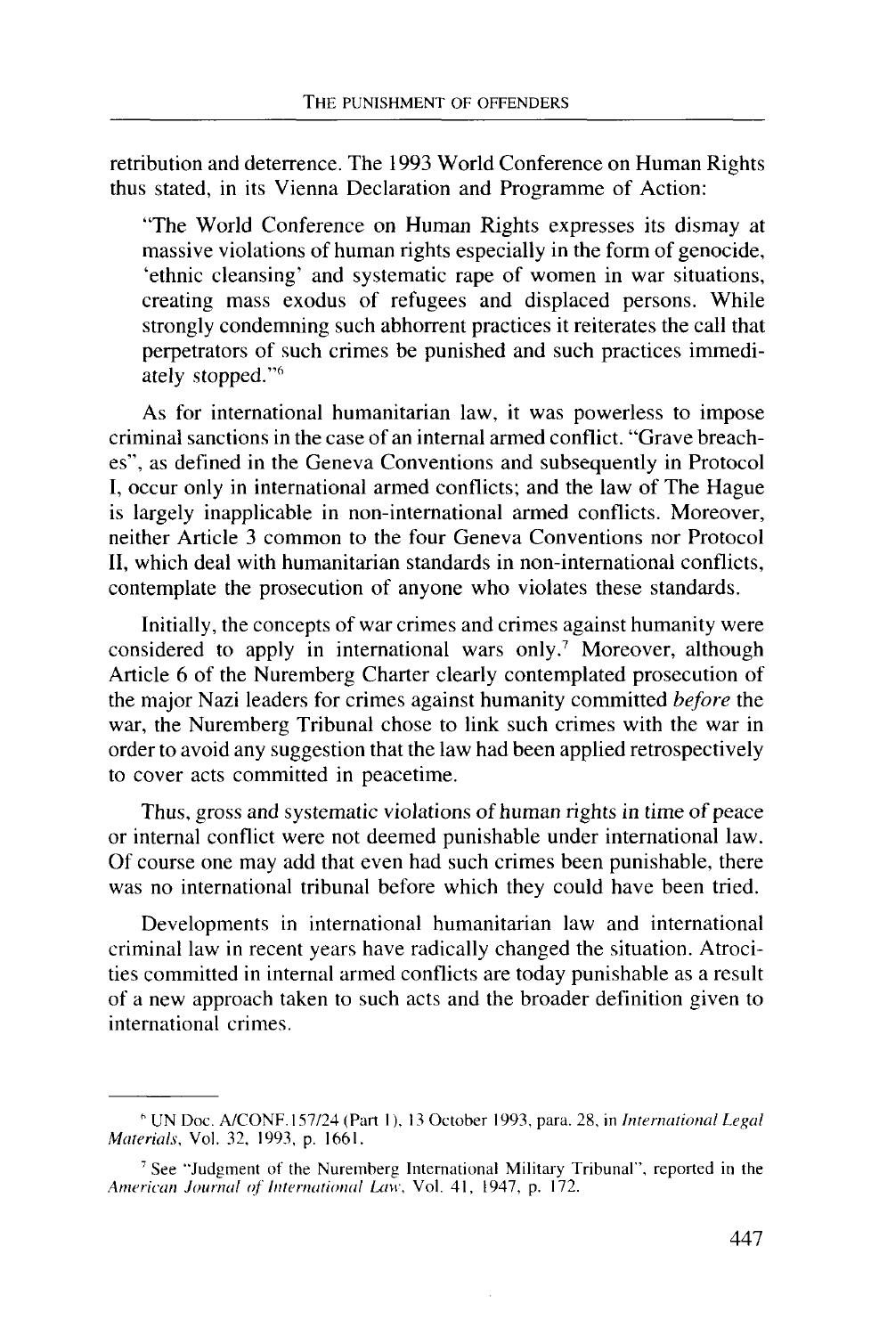retribution and deterrence. The 1993 World Conference on Human Rights thus stated, in its Vienna Declaration and Programme of Action:

> "The World Conference on Human Rights expresses its dismay at massive violations of human rights especially in the form of genocide, 'ethnic cleansing' and systematic rape of women in war situations, creating mass exodus of refugees and displaced persons. While strongly condemning such abhorrent practices it reiterates the call that perpetrators of such crimes be punished and such practices immediately stopped."[6]

As for international humanitarian law, it was powerless to impose criminal sanctions in the case of an internal armed conflict. "Grave breaches", as defined in the Geneva Conventions and subsequently in Protocol I, occur only in international armed conflicts; and the law of The Hague is largely inapplicable in non-international armed conflicts. Moreover, neither Article 3 common to the four Geneva Conventions nor Protocol II, which deal with humanitarian standards in non-international conflicts, contemplate the prosecution of anyone who violates these standards.

Initially, the concepts of war crimes and crimes against humanity were considered to apply in international wars only.[7] Moreover, although Article 6 of the Nuremberg Charter clearly contemplated prosecution of the major Nazi leaders for crimes against humanity committed *before* the war, the Nuremberg Tribunal chose to link such crimes with the war in order to avoid any suggestion that the law had been applied retrospectively to cover acts committed in peacetime.

Thus, gross and systematic violations of human rights in time of peace or internal conflict were not deemed punishable under international law. Of course one may add that even had such crimes been punishable, there was no international tribunal before which they could have been tried.

Developments in international humanitarian law and international criminal law in recent years have radically changed the situation. Atrocities committed in internal armed conflicts are today punishable as a result of a new approach taken to such acts and the broader definition given to international crimes.

---

[6] UN Doc. A/CONF.157/24 (Part I), 13 October 1993, para. 28, in *International Legal Materials*, Vol. 32, 1993, p. 1661.

[7] See "Judgment of the Nuremberg International Military Tribunal", reported in the *American Journal of International Law*, Vol. 41, 1947, p. 172.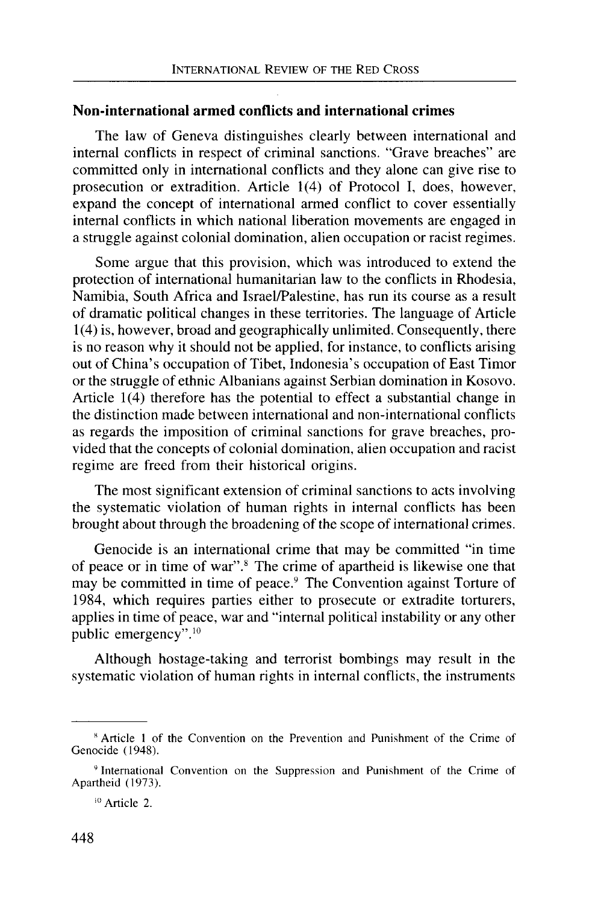## Non-international armed conflicts and international crimes

The law of Geneva distinguishes clearly between international and internal conflicts in respect of criminal sanctions. "Grave breaches" are committed only in international conflicts and they alone can give rise to prosecution or extradition. Article 1(4) of Protocol I, does, however, expand the concept of international armed conflict to cover essentially internal conflicts in which national liberation movements are engaged in a struggle against colonial domination, alien occupation or racist regimes.

Some argue that this provision, which was introduced to extend the protection of international humanitarian law to the conflicts in Rhodesia, Namibia, South Africa and Israel/Palestine, has run its course as a result of dramatic political changes in these territories. The language of Article 1(4) is, however, broad and geographically unlimited. Consequently, there is no reason why it should not be applied, for instance, to conflicts arising out of China's occupation of Tibet, Indonesia's occupation of East Timor or the struggle of ethnic Albanians against Serbian domination in Kosovo. Article 1(4) therefore has the potential to effect a substantial change in the distinction made between international and non-international conflicts as regards the imposition of criminal sanctions for grave breaches, provided that the concepts of colonial domination, alien occupation and racist regime are freed from their historical origins.

The most significant extension of criminal sanctions to acts involving the systematic violation of human rights in internal conflicts has been brought about through the broadening of the scope of international crimes.

Genocide is an international crime that may be committed "in time of peace or in time of war".[8] The crime of apartheid is likewise one that may be committed in time of peace.[9] The Convention against Torture of 1984, which requires parties either to prosecute or extradite torturers, applies in time of peace, war and "internal political instability or any other public emergency".[10]

Although hostage-taking and terrorist bombings may result in the systematic violation of human rights in internal conflicts, the instruments

---

[8] Article 1 of the Convention on the Prevention and Punishment of the Crime of Genocide (1948).

[9] International Convention on the Suppression and Punishment of the Crime of Apartheid (1973).

[10] Article 2.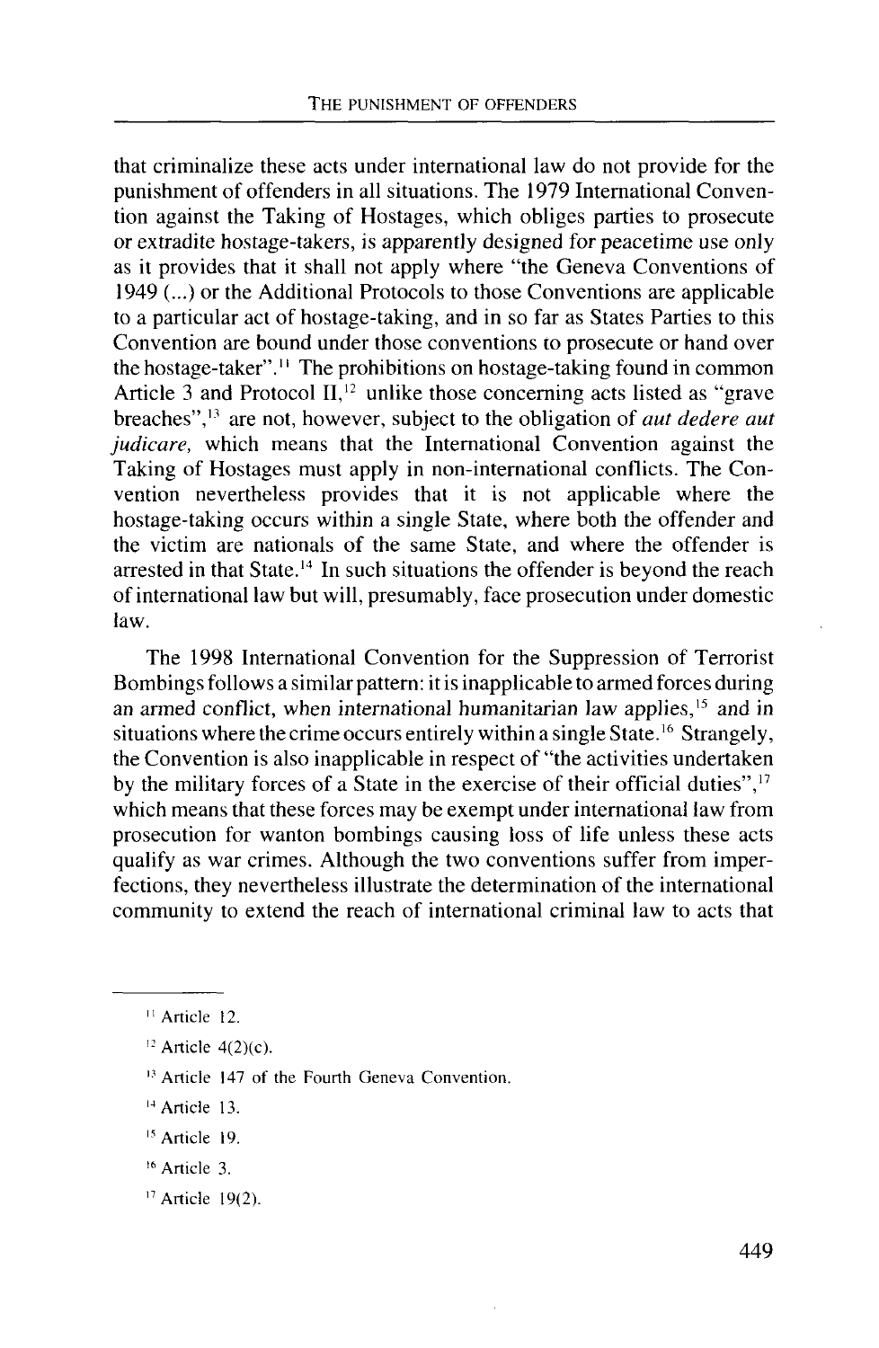that criminalize these acts under international law do not provide for the punishment of offenders in all situations. The 1979 International Convention against the Taking of Hostages, which obliges parties to prosecute or extradite hostage-takers, is apparently designed for peacetime use only as it provides that it shall not apply where "the Geneva Conventions of 1949 (...) or the Additional Protocols to those Conventions are applicable to a particular act of hostage-taking, and in so far as States Parties to this Convention are bound under those conventions to prosecute or hand over the hostage-taker".[11] The prohibitions on hostage-taking found in common Article 3 and Protocol II,[12] unlike those concerning acts listed as "grave breaches",[13] are not, however, subject to the obligation of *aut dedere aut judicare,* which means that the International Convention against the Taking of Hostages must apply in non-international conflicts. The Convention nevertheless provides that it is not applicable where the hostage-taking occurs within a single State, where both the offender and the victim are nationals of the same State, and where the offender is arrested in that State.[14] In such situations the offender is beyond the reach of international law but will, presumably, face prosecution under domestic law.

The 1998 International Convention for the Suppression of Terrorist Bombings follows a similar pattern: it is inapplicable to armed forces during an armed conflict, when international humanitarian law applies,[15] and in situations where the crime occurs entirely within a single State.[16] Strangely, the Convention is also inapplicable in respect of "the activities undertaken by the military forces of a State in the exercise of their official duties",[17] which means that these forces may be exempt under international law from prosecution for wanton bombings causing loss of life unless these acts qualify as war crimes. Although the two conventions suffer from imperfections, they nevertheless illustrate the determination of the international community to extend the reach of international criminal law to acts that

---

[11] Article 12.

[12] Article 4(2)(c).

[13] Article 147 of the Fourth Geneva Convention.

[14] Article 13.

[15] Article 19.

[16] Article 3.

[17] Article 19(2).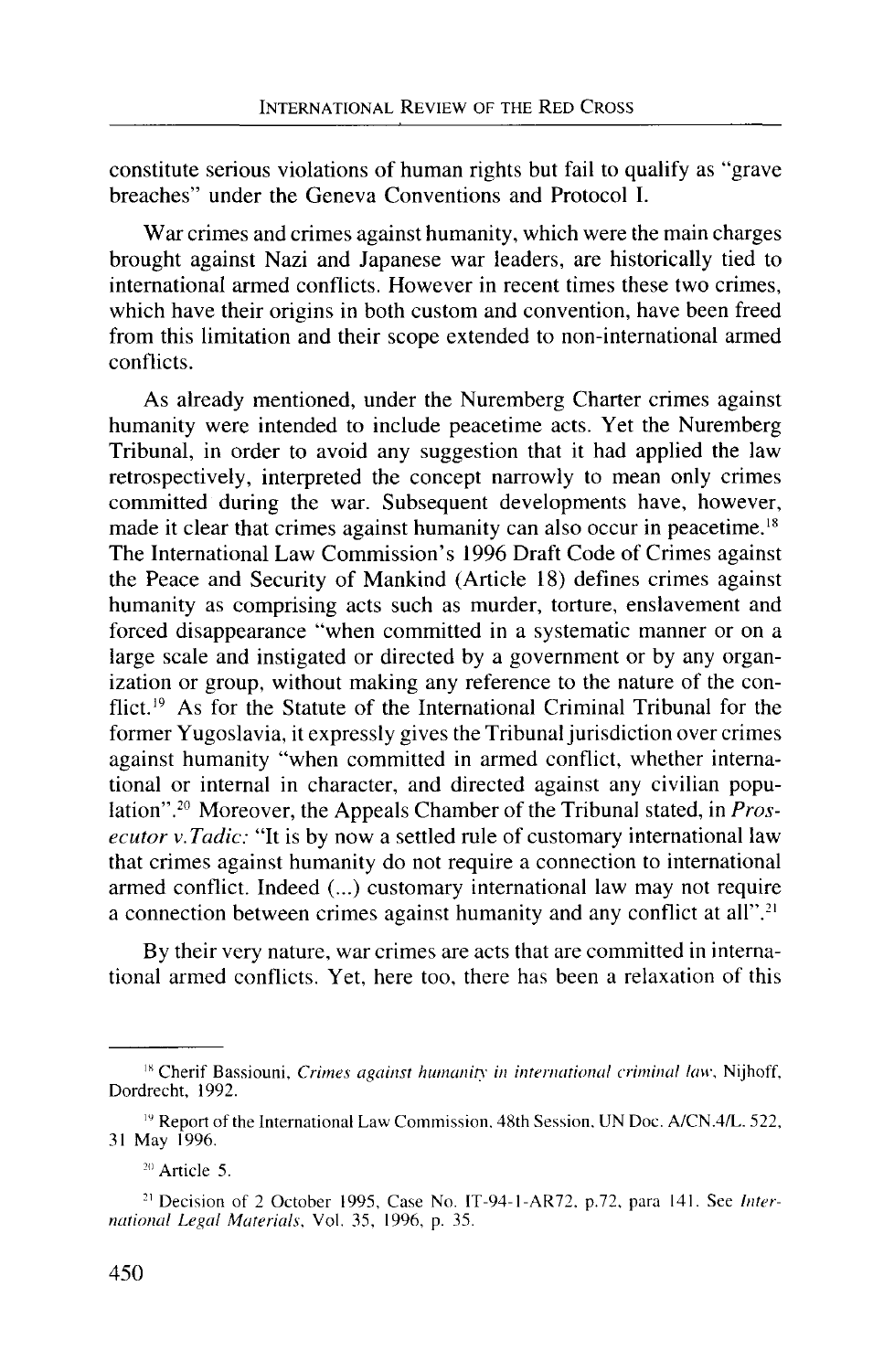constitute serious violations of human rights but fail to qualify as "grave breaches" under the Geneva Conventions and Protocol I.

War crimes and crimes against humanity, which were the main charges brought against Nazi and Japanese war leaders, are historically tied to international armed conflicts. However in recent times these two crimes, which have their origins in both custom and convention, have been freed from this limitation and their scope extended to non-international armed conflicts.

As already mentioned, under the Nuremberg Charter crimes against humanity were intended to include peacetime acts. Yet the Nuremberg Tribunal, in order to avoid any suggestion that it had applied the law retrospectively, interpreted the concept narrowly to mean only crimes committed during the war. Subsequent developments have, however, made it clear that crimes against humanity can also occur in peacetime.[18] The International Law Commission's 1996 Draft Code of Crimes against the Peace and Security of Mankind (Article 18) defines crimes against humanity as comprising acts such as murder, torture, enslavement and forced disappearance "when committed in a systematic manner or on a large scale and instigated or directed by a government or by any organization or group, without making any reference to the nature of the conflict.[19] As for the Statute of the International Criminal Tribunal for the former Yugoslavia, it expressly gives the Tribunal jurisdiction over crimes against humanity "when committed in armed conflict, whether international or internal in character, and directed against any civilian population".[20] Moreover, the Appeals Chamber of the Tribunal stated, in *Prosecutor v.Tadic:* "It is by now a settled rule of customary international law that crimes against humanity do not require a connection to international armed conflict. Indeed (...) customary international law may not require a connection between crimes against humanity and any conflict at all".[21]

By their very nature, war crimes are acts that are committed in international armed conflicts. Yet, here too, there has been a relaxation of this

---

[18] Cherif Bassiouni, *Crimes against humanity in international criminal law*, Nijhoff, Dordrecht, 1992.

[19] Report of the International Law Commission, 48th Session, UN Doc. A/CN.4/L. 522, 31 May 1996.

[20] Article 5.

[21] Decision of 2 October 1995, Case No. IT-94-1-AR72, p.72, para 141. See *International Legal Materials*, Vol. 35, 1996, p. 35.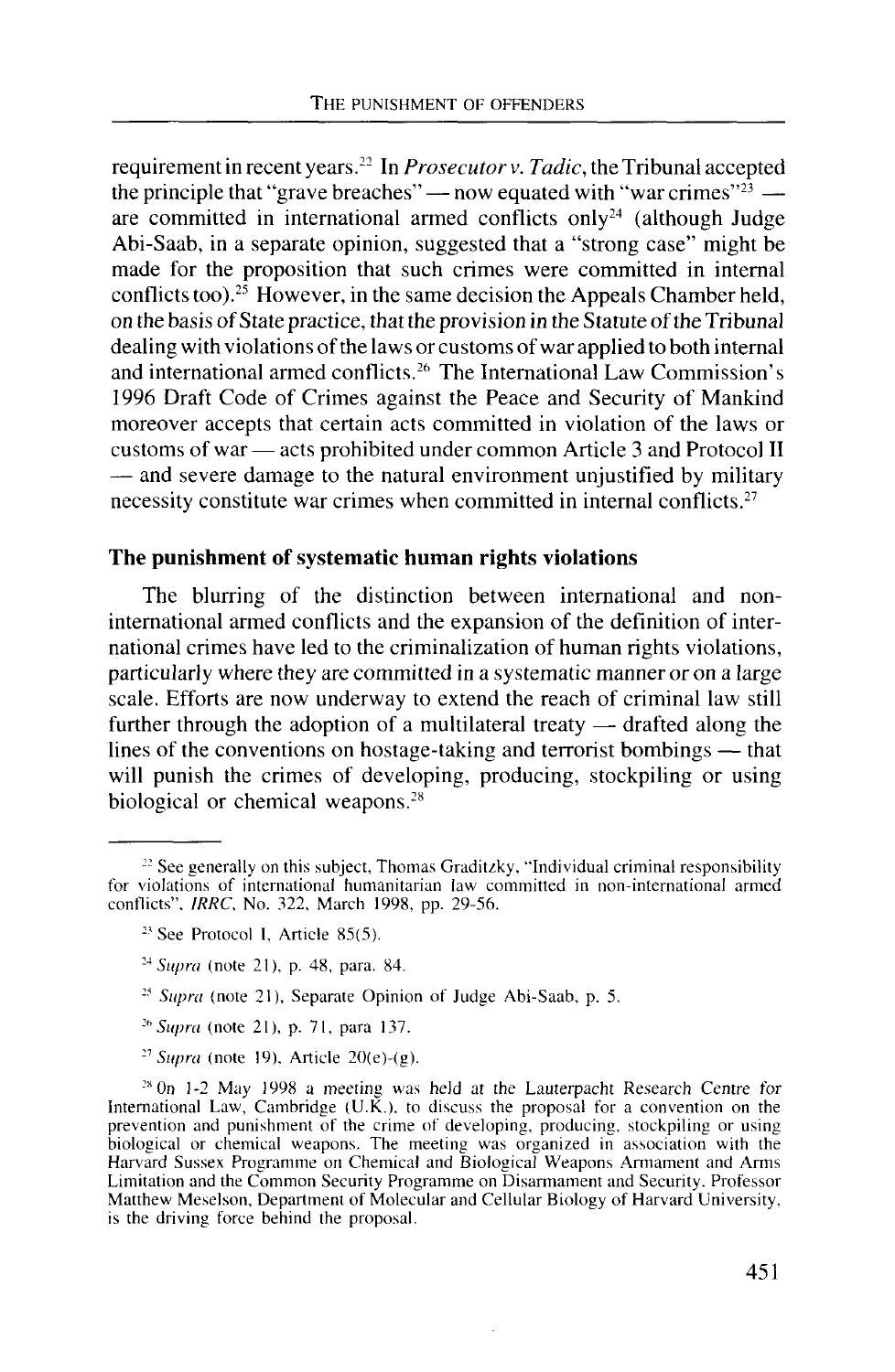requirement in recent years.[22] In *Prosecutor v. Tadic*, the Tribunal accepted the principle that "grave breaches" — now equated with "war crimes"[23] — are committed in international armed conflicts only[24] (although Judge Abi-Saab, in a separate opinion, suggested that a "strong case" might be made for the proposition that such crimes were committed in internal conflicts too).[25] However, in the same decision the Appeals Chamber held, on the basis of State practice, that the provision in the Statute of the Tribunal dealing with violations of the laws or customs of war applied to both internal and international armed conflicts.[26] The International Law Commission's 1996 Draft Code of Crimes against the Peace and Security of Mankind moreover accepts that certain acts committed in violation of the laws or customs of war — acts prohibited under common Article 3 and Protocol II — and severe damage to the natural environment unjustified by military necessity constitute war crimes when committed in internal conflicts.[27]

## The punishment of systematic human rights violations

The blurring of the distinction between international and non-international armed conflicts and the expansion of the definition of international crimes have led to the criminalization of human rights violations, particularly where they are committed in a systematic manner or on a large scale. Efforts are now underway to extend the reach of criminal law still further through the adoption of a multilateral treaty — drafted along the lines of the conventions on hostage-taking and terrorist bombings — that will punish the crimes of developing, producing, stockpiling or using biological or chemical weapons.[28]

---

[22] See generally on this subject, Thomas Graditzky, "Individual criminal responsibility for violations of international humanitarian law committed in non-international armed conflicts", *IRRC*, No. 322, March 1998, pp. 29-56.

[23] See Protocol I, Article 85(5).

[24] *Supra* (note 21), p. 48, para. 84.

[25] *Supra* (note 21), Separate Opinion of Judge Abi-Saab, p. 5.

[26] *Supra* (note 21), p. 71, para 137.

[27] *Supra* (note 19), Article 20(e)-(g).

[28] On 1-2 May 1998 a meeting was held at the Lauterpacht Research Centre for International Law, Cambridge (U.K.), to discuss the proposal for a convention on the prevention and punishment of the crime of developing, producing, stockpiling or using biological or chemical weapons. The meeting was organized in association with the Harvard Sussex Programme on Chemical and Biological Weapons Armament and Arms Limitation and the Common Security Programme on Disarmament and Security. Professor Matthew Meselson, Department of Molecular and Cellular Biology of Harvard University, is the driving force behind the proposal.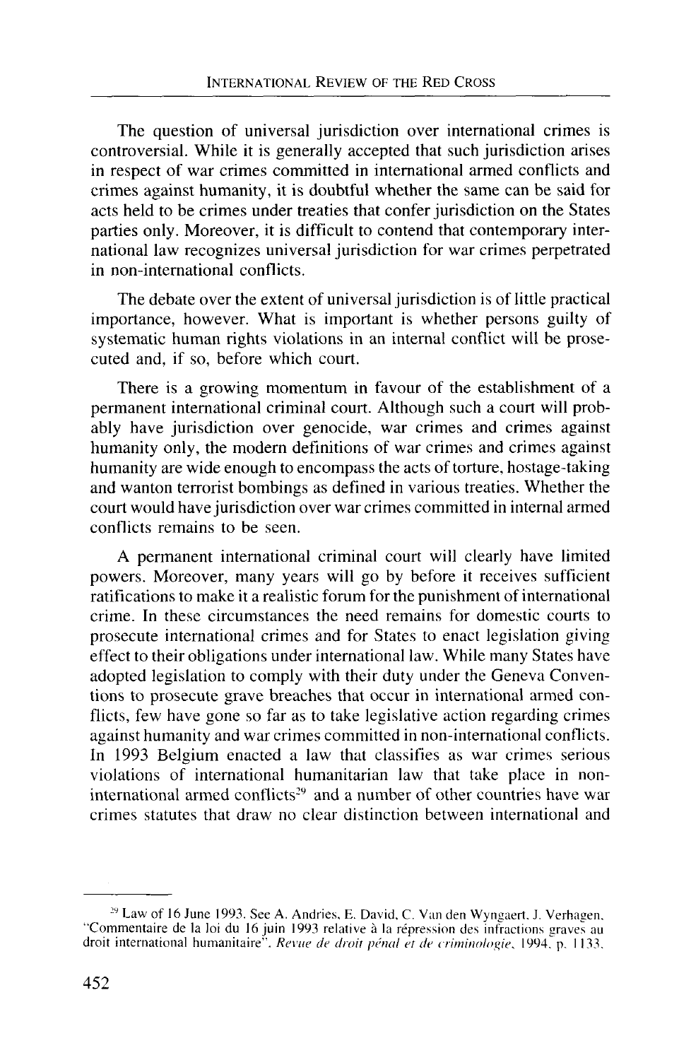The question of universal jurisdiction over international crimes is controversial. While it is generally accepted that such jurisdiction arises in respect of war crimes committed in international armed conflicts and crimes against humanity, it is doubtful whether the same can be said for acts held to be crimes under treaties that confer jurisdiction on the States parties only. Moreover, it is difficult to contend that contemporary international law recognizes universal jurisdiction for war crimes perpetrated in non-international conflicts.

The debate over the extent of universal jurisdiction is of little practical importance, however. What is important is whether persons guilty of systematic human rights violations in an internal conflict will be prosecuted and, if so, before which court.

There is a growing momentum in favour of the establishment of a permanent international criminal court. Although such a court will probably have jurisdiction over genocide, war crimes and crimes against humanity only, the modern definitions of war crimes and crimes against humanity are wide enough to encompass the acts of torture, hostage-taking and wanton terrorist bombings as defined in various treaties. Whether the court would have jurisdiction over war crimes committed in internal armed conflicts remains to be seen.

A permanent international criminal court will clearly have limited powers. Moreover, many years will go by before it receives sufficient ratifications to make it a realistic forum for the punishment of international crime. In these circumstances the need remains for domestic courts to prosecute international crimes and for States to enact legislation giving effect to their obligations under international law. While many States have adopted legislation to comply with their duty under the Geneva Conventions to prosecute grave breaches that occur in international armed conflicts, few have gone so far as to take legislative action regarding crimes against humanity and war crimes committed in non-international conflicts. In 1993 Belgium enacted a law that classifies as war crimes serious violations of international humanitarian law that take place in non-international armed conflicts[29] and a number of other countries have war crimes statutes that draw no clear distinction between international and

---

[29] Law of 16 June 1993. See A. Andries, E. David, C. Van den Wyngaert, J. Verhagen, "Commentaire de la loi du 16 juin 1993 relative à la répression des infractions graves au droit international humanitaire", *Revue de droit pénal et de criminologie*, 1994, p. 1133.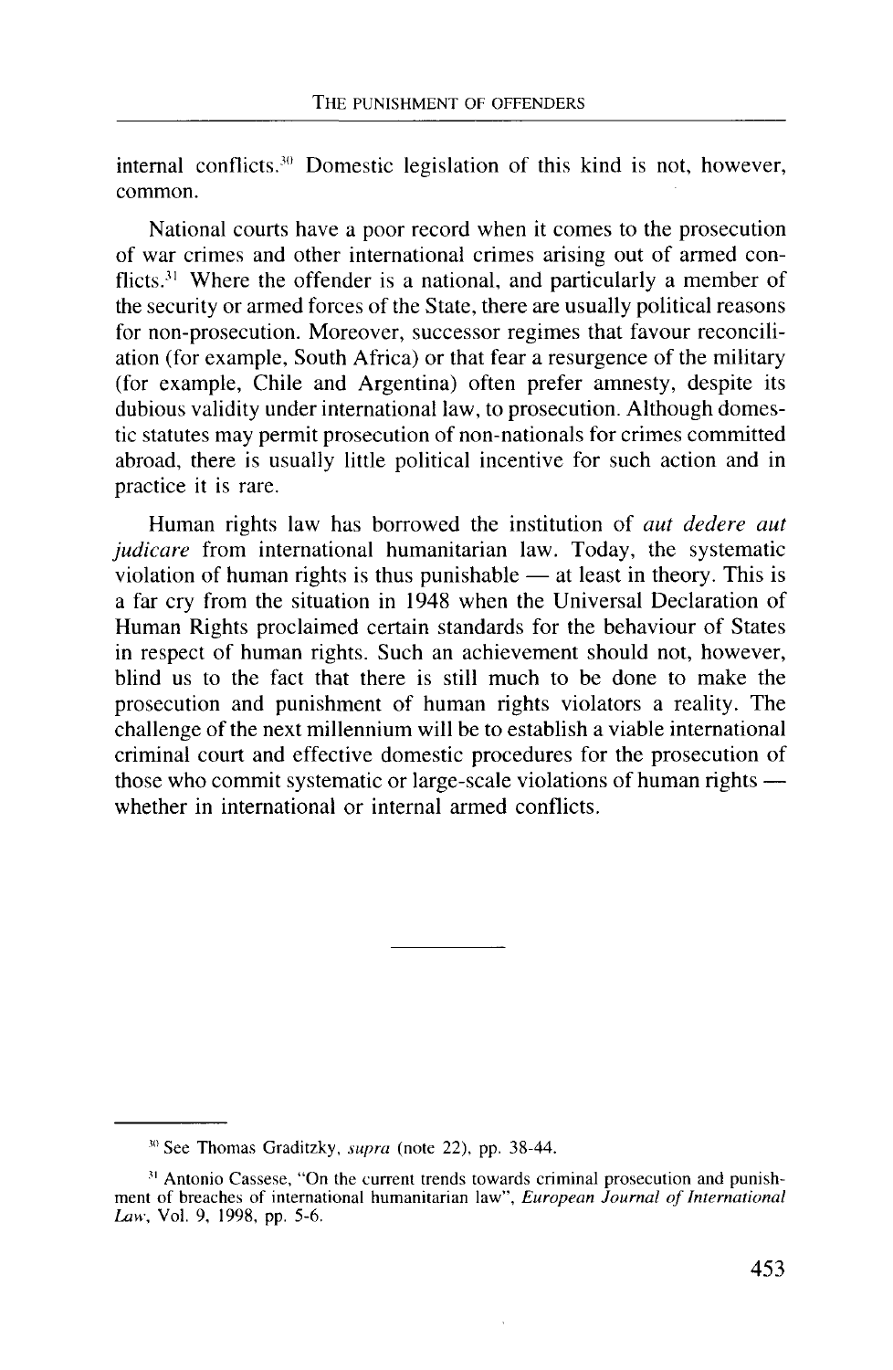internal conflicts.[30] Domestic legislation of this kind is not, however, common.

National courts have a poor record when it comes to the prosecution of war crimes and other international crimes arising out of armed conflicts.[31] Where the offender is a national, and particularly a member of the security or armed forces of the State, there are usually political reasons for non-prosecution. Moreover, successor regimes that favour reconciliation (for example, South Africa) or that fear a resurgence of the military (for example, Chile and Argentina) often prefer amnesty, despite its dubious validity under international law, to prosecution. Although domestic statutes may permit prosecution of non-nationals for crimes committed abroad, there is usually little political incentive for such action and in practice it is rare.

Human rights law has borrowed the institution of *aut dedere aut judicare* from international humanitarian law. Today, the systematic violation of human rights is thus punishable — at least in theory. This is a far cry from the situation in 1948 when the Universal Declaration of Human Rights proclaimed certain standards for the behaviour of States in respect of human rights. Such an achievement should not, however, blind us to the fact that there is still much to be done to make the prosecution and punishment of human rights violators a reality. The challenge of the next millennium will be to establish a viable international criminal court and effective domestic procedures for the prosecution of those who commit systematic or large-scale violations of human rights — whether in international or internal armed conflicts.

---

[30] See Thomas Graditzky, *supra* (note 22), pp. 38-44.

[31] Antonio Cassese, "On the current trends towards criminal prosecution and punishment of breaches of international humanitarian law", *European Journal of International Law*, Vol. 9, 1998, pp. 5-6.